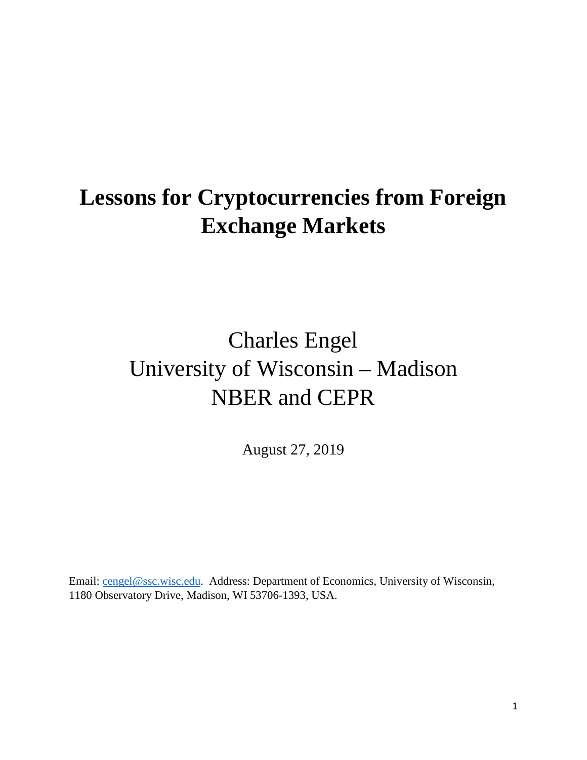# Lessons for Cryptocurrencies from Foreign Exchange Markets

Charles Engel
University of Wisconsin – Madison
NBER and CEPR

August 27, 2019

Email: [cengel@ssc.wisc.edu](mailto:cengel@ssc.wisc.edu). Address: Department of Economics, University of Wisconsin, 1180 Observatory Drive, Madison, WI 53706-1393, USA.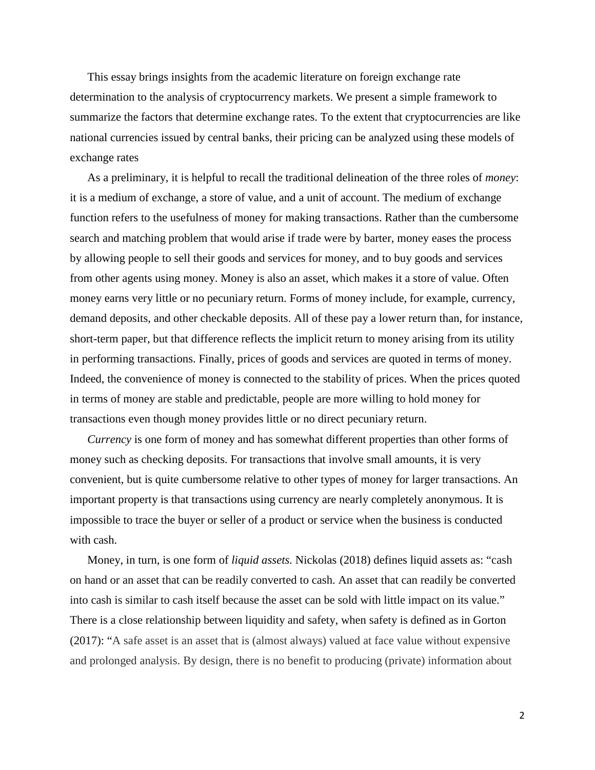This essay brings insights from the academic literature on foreign exchange rate determination to the analysis of cryptocurrency markets. We present a simple framework to summarize the factors that determine exchange rates. To the extent that cryptocurrencies are like national currencies issued by central banks, their pricing can be analyzed using these models of exchange rates

As a preliminary, it is helpful to recall the traditional delineation of the three roles of *money*: it is a medium of exchange, a store of value, and a unit of account. The medium of exchange function refers to the usefulness of money for making transactions. Rather than the cumbersome search and matching problem that would arise if trade were by barter, money eases the process by allowing people to sell their goods and services for money, and to buy goods and services from other agents using money. Money is also an asset, which makes it a store of value. Often money earns very little or no pecuniary return. Forms of money include, for example, currency, demand deposits, and other checkable deposits. All of these pay a lower return than, for instance, short-term paper, but that difference reflects the implicit return to money arising from its utility in performing transactions. Finally, prices of goods and services are quoted in terms of money. Indeed, the convenience of money is connected to the stability of prices. When the prices quoted in terms of money are stable and predictable, people are more willing to hold money for transactions even though money provides little or no direct pecuniary return.

*Currency* is one form of money and has somewhat different properties than other forms of money such as checking deposits. For transactions that involve small amounts, it is very convenient, but is quite cumbersome relative to other types of money for larger transactions. An important property is that transactions using currency are nearly completely anonymous. It is impossible to trace the buyer or seller of a product or service when the business is conducted with cash.

Money, in turn, is one form of *liquid assets.* Nickolas (2018) defines liquid assets as: "cash on hand or an asset that can be readily converted to cash. An asset that can readily be converted into cash is similar to cash itself because the asset can be sold with little impact on its value." There is a close relationship between liquidity and safety, when safety is defined as in Gorton (2017): "A safe asset is an asset that is (almost always) valued at face value without expensive and prolonged analysis. By design, there is no benefit to producing (private) information about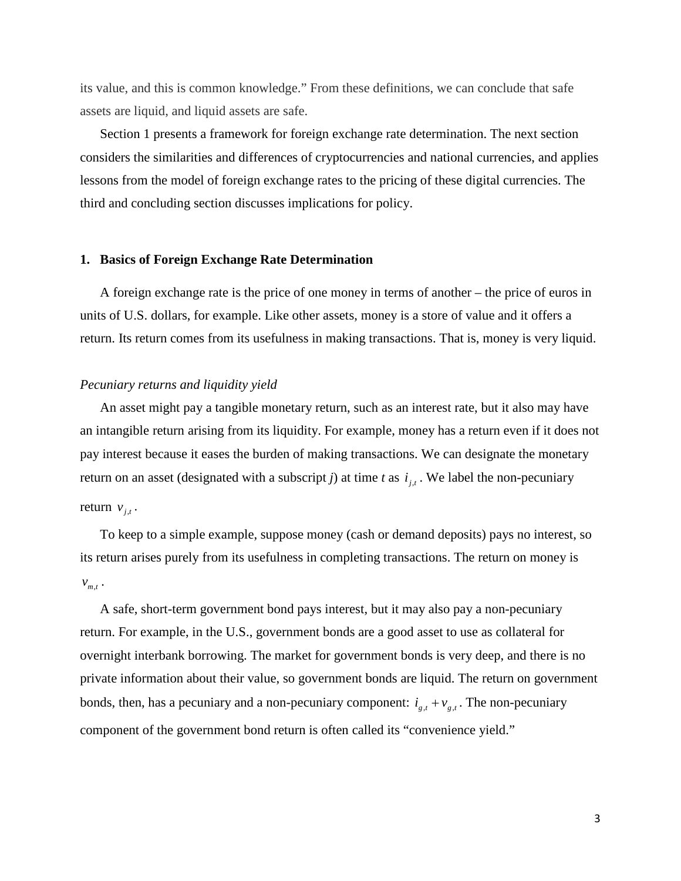its value, and this is common knowledge." From these definitions, we can conclude that safe assets are liquid, and liquid assets are safe.

Section 1 presents a framework for foreign exchange rate determination. The next section considers the similarities and differences of cryptocurrencies and national currencies, and applies lessons from the model of foreign exchange rates to the pricing of these digital currencies. The third and concluding section discusses implications for policy.

## 1. Basics of Foreign Exchange Rate Determination

A foreign exchange rate is the price of one money in terms of another – the price of euros in units of U.S. dollars, for example. Like other assets, money is a store of value and it offers a return. Its return comes from its usefulness in making transactions. That is, money is very liquid.

*Pecuniary returns and liquidity yield*

An asset might pay a tangible monetary return, such as an interest rate, but it also may have an intangible return arising from its liquidity. For example, money has a return even if it does not pay interest because it eases the burden of making transactions. We can designate the monetary return on an asset (designated with a subscript *j*) at time *t* as $i_{j,t}$. We label the non-pecuniary return $v_{j,t}$.

To keep to a simple example, suppose money (cash or demand deposits) pays no interest, so its return arises purely from its usefulness in completing transactions. The return on money is $v_{m,t}$.

A safe, short-term government bond pays interest, but it may also pay a non-pecuniary return. For example, in the U.S., government bonds are a good asset to use as collateral for overnight interbank borrowing. The market for government bonds is very deep, and there is no private information about their value, so government bonds are liquid. The return on government bonds, then, has a pecuniary and a non-pecuniary component: $i_{g,t} + v_{g,t}$. The non-pecuniary component of the government bond return is often called its "convenience yield."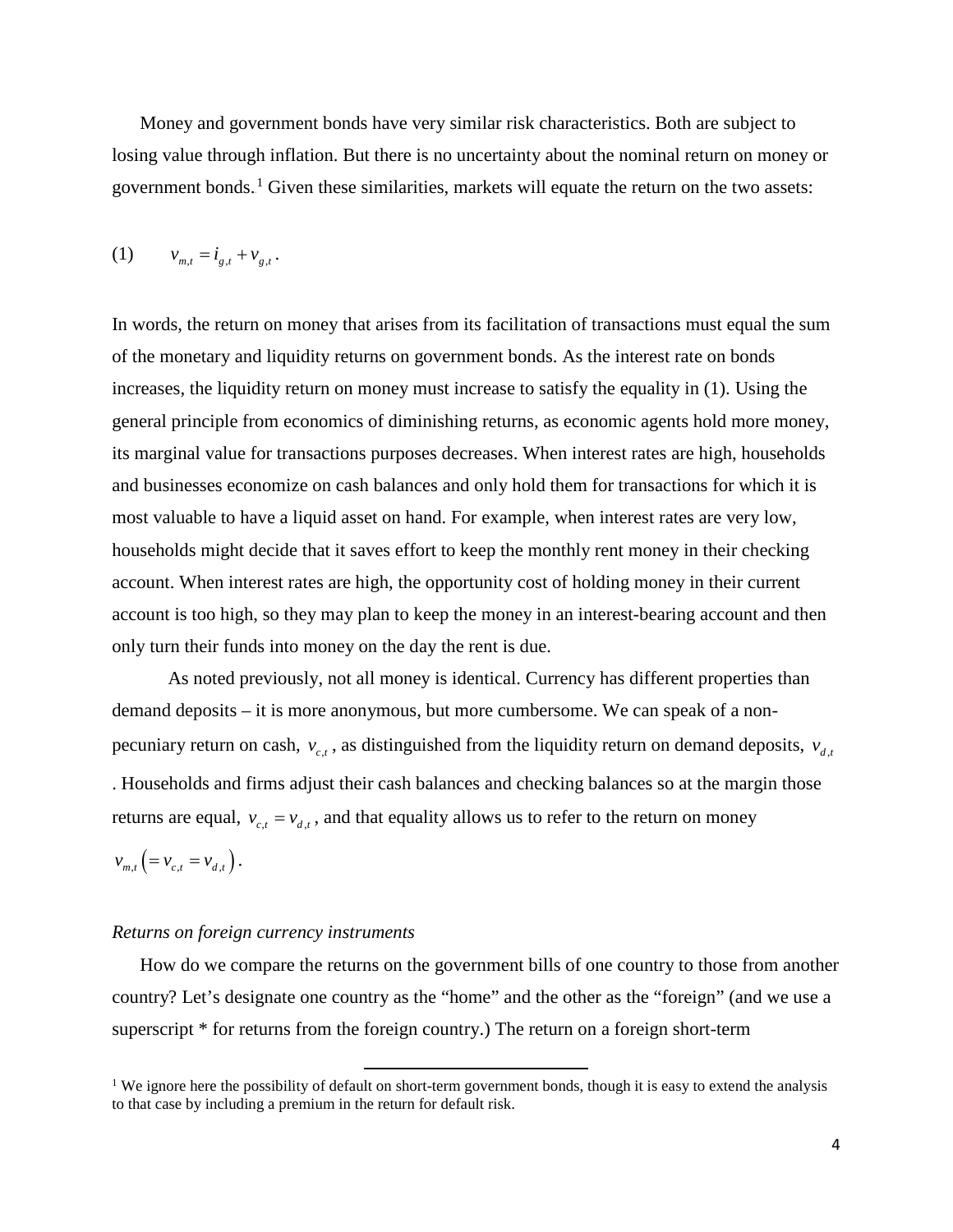Money and government bonds have very similar risk characteristics. Both are subject to losing value through inflation. But there is no uncertainty about the nominal return on money or government bonds.[1] Given these similarities, markets will equate the return on the two assets:

$$(1) \qquad v_{m,t} = i_{g,t} + v_{g,t}.$$

In words, the return on money that arises from its facilitation of transactions must equal the sum of the monetary and liquidity returns on government bonds. As the interest rate on bonds increases, the liquidity return on money must increase to satisfy the equality in (1). Using the general principle from economics of diminishing returns, as economic agents hold more money, its marginal value for transactions purposes decreases. When interest rates are high, households and businesses economize on cash balances and only hold them for transactions for which it is most valuable to have a liquid asset on hand. For example, when interest rates are very low, households might decide that it saves effort to keep the monthly rent money in their checking account. When interest rates are high, the opportunity cost of holding money in their current account is too high, so they may plan to keep the money in an interest-bearing account and then only turn their funds into money on the day the rent is due.

As noted previously, not all money is identical. Currency has different properties than demand deposits – it is more anonymous, but more cumbersome. We can speak of a non-pecuniary return on cash, $v_{c,t}$, as distinguished from the liquidity return on demand deposits, $v_{d,t}$. Households and firms adjust their cash balances and checking balances so at the margin those returns are equal, $v_{c,t} = v_{d,t}$, and that equality allows us to refer to the return on money $v_{m,t}\left(= v_{c,t} = v_{d,t}\right)$.

*Returns on foreign currency instruments*

How do we compare the returns on the government bills of one country to those from another country? Let's designate one country as the "home" and the other as the "foreign" (and we use a superscript * for returns from the foreign country.) The return on a foreign short-term

[1] We ignore here the possibility of default on short-term government bonds, though it is easy to extend the analysis to that case by including a premium in the return for default risk.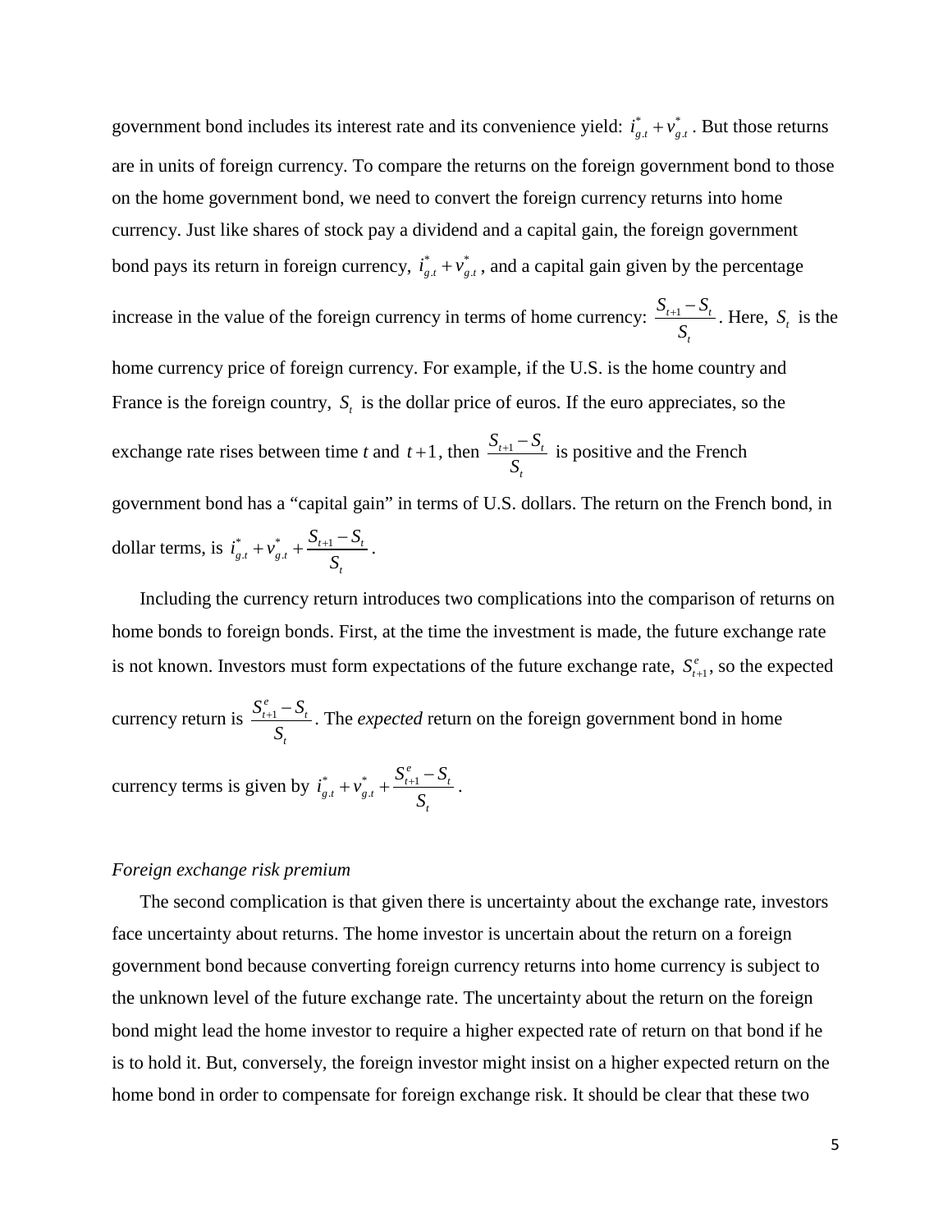government bond includes its interest rate and its convenience yield: $i^*_{g.t} + v^*_{g.t}$. But those returns are in units of foreign currency. To compare the returns on the foreign government bond to those on the home government bond, we need to convert the foreign currency returns into home currency. Just like shares of stock pay a dividend and a capital gain, the foreign government bond pays its return in foreign currency, $i^*_{g.t} + v^*_{g.t}$, and a capital gain given by the percentage increase in the value of the foreign currency in terms of home currency: $\frac{S_{t+1} - S_t}{S_t}$. Here, $S_t$ is the home currency price of foreign currency. For example, if the U.S. is the home country and France is the foreign country, $S_t$ is the dollar price of euros. If the euro appreciates, so the exchange rate rises between time *t* and $t+1$, then $\frac{S_{t+1} - S_t}{S_t}$ is positive and the French government bond has a "capital gain" in terms of U.S. dollars. The return on the French bond, in dollar terms, is $i^*_{g.t} + v^*_{g.t} + \frac{S_{t+1} - S_t}{S_t}$.

Including the currency return introduces two complications into the comparison of returns on home bonds to foreign bonds. First, at the time the investment is made, the future exchange rate is not known. Investors must form expectations of the future exchange rate, $S^e_{t+1}$, so the expected currency return is $\frac{S^e_{t+1} - S_t}{S_t}$. The *expected* return on the foreign government bond in home currency terms is given by $i^*_{g.t} + v^*_{g.t} + \frac{S^e_{t+1} - S_t}{S_t}$.

*Foreign exchange risk premium*

The second complication is that given there is uncertainty about the exchange rate, investors face uncertainty about returns. The home investor is uncertain about the return on a foreign government bond because converting foreign currency returns into home currency is subject to the unknown level of the future exchange rate. The uncertainty about the return on the foreign bond might lead the home investor to require a higher expected rate of return on that bond if he is to hold it. But, conversely, the foreign investor might insist on a higher expected return on the home bond in order to compensate for foreign exchange risk. It should be clear that these two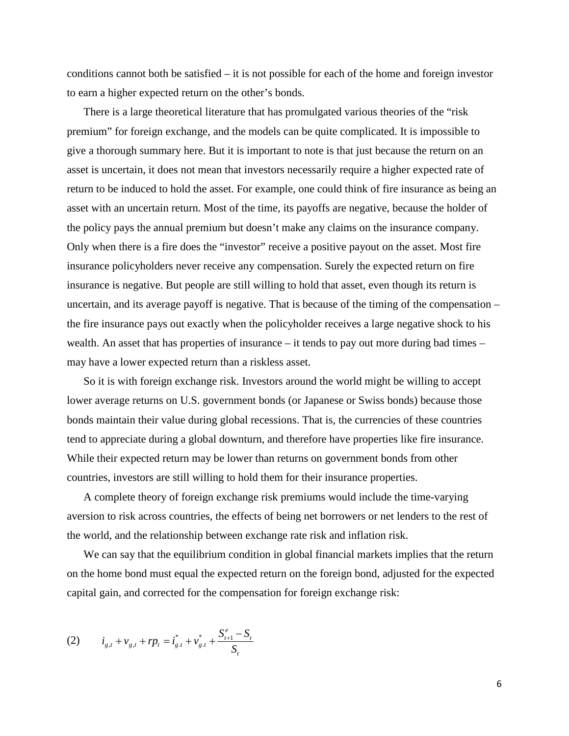conditions cannot both be satisfied – it is not possible for each of the home and foreign investor to earn a higher expected return on the other's bonds.

There is a large theoretical literature that has promulgated various theories of the "risk premium" for foreign exchange, and the models can be quite complicated. It is impossible to give a thorough summary here. But it is important to note is that just because the return on an asset is uncertain, it does not mean that investors necessarily require a higher expected rate of return to be induced to hold the asset. For example, one could think of fire insurance as being an asset with an uncertain return. Most of the time, its payoffs are negative, because the holder of the policy pays the annual premium but doesn't make any claims on the insurance company. Only when there is a fire does the "investor" receive a positive payout on the asset. Most fire insurance policyholders never receive any compensation. Surely the expected return on fire insurance is negative. But people are still willing to hold that asset, even though its return is uncertain, and its average payoff is negative. That is because of the timing of the compensation – the fire insurance pays out exactly when the policyholder receives a large negative shock to his wealth. An asset that has properties of insurance – it tends to pay out more during bad times – may have a lower expected return than a riskless asset.

So it is with foreign exchange risk. Investors around the world might be willing to accept lower average returns on U.S. government bonds (or Japanese or Swiss bonds) because those bonds maintain their value during global recessions. That is, the currencies of these countries tend to appreciate during a global downturn, and therefore have properties like fire insurance. While their expected return may be lower than returns on government bonds from other countries, investors are still willing to hold them for their insurance properties.

A complete theory of foreign exchange risk premiums would include the time-varying aversion to risk across countries, the effects of being net borrowers or net lenders to the rest of the world, and the relationship between exchange rate risk and inflation risk.

We can say that the equilibrium condition in global financial markets implies that the return on the home bond must equal the expected return on the foreign bond, adjusted for the expected capital gain, and corrected for the compensation for foreign exchange risk:

$$(2) \qquad i_{g,t} + v_{g,t} + rp_t = i^*_{g.t} + v^*_{g.t} + \frac{S^e_{t+1} - S_t}{S_t}$$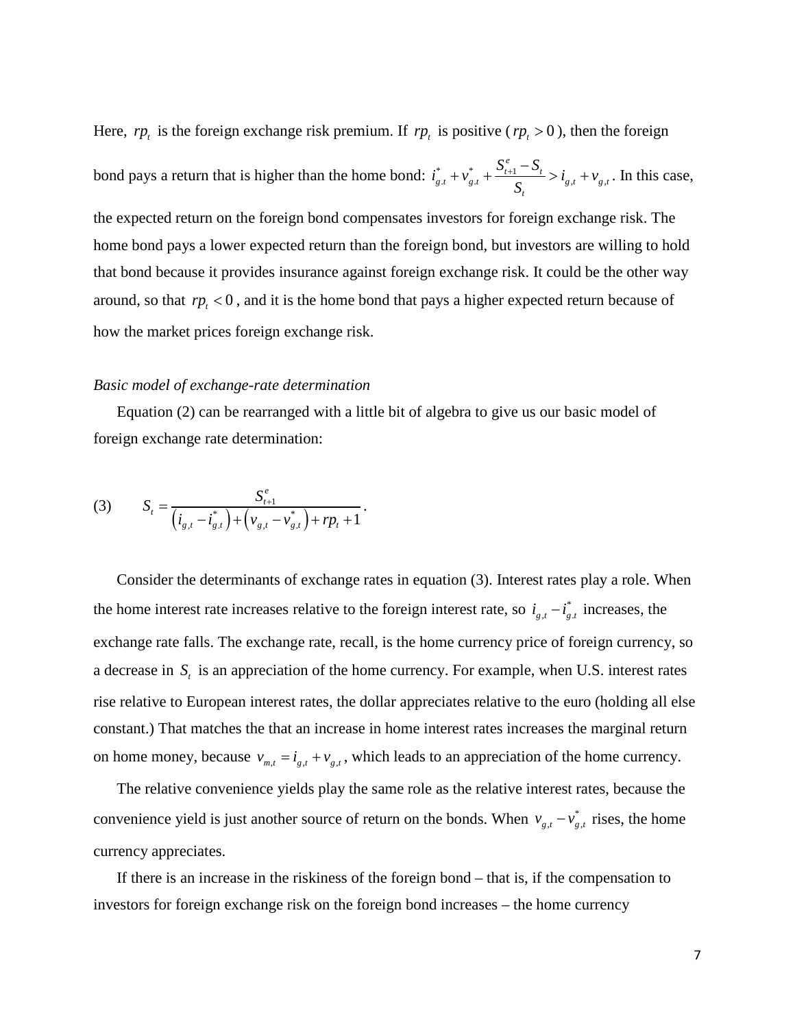Here, $rp_t$ is the foreign exchange risk premium. If $rp_t$ is positive ($rp_t > 0$), then the foreign bond pays a return that is higher than the home bond: $i^*_{g.t} + v^*_{g.t} + \frac{S^e_{t+1} - S_t}{S_t} > i_{g,t} + v_{g,t}$. In this case, the expected return on the foreign bond compensates investors for foreign exchange risk. The home bond pays a lower expected return than the foreign bond, but investors are willing to hold that bond because it provides insurance against foreign exchange risk. It could be the other way around, so that $rp_t < 0$, and it is the home bond that pays a higher expected return because of how the market prices foreign exchange risk.

*Basic model of exchange-rate determination*

Equation (2) can be rearranged with a little bit of algebra to give us our basic model of foreign exchange rate determination:

$$(3) \qquad S_t = \frac{S^e_{t+1}}{\left(i_{g,t} - i^*_{g.t}\right) + \left(v_{g,t} - v^*_{g.t}\right) + rp_t + 1}.$$

Consider the determinants of exchange rates in equation (3). Interest rates play a role. When the home interest rate increases relative to the foreign interest rate, so $i_{g,t} - i^*_{g.t}$ increases, the exchange rate falls. The exchange rate, recall, is the home currency price of foreign currency, so a decrease in $S_t$ is an appreciation of the home currency. For example, when U.S. interest rates rise relative to European interest rates, the dollar appreciates relative to the euro (holding all else constant.) That matches the that an increase in home interest rates increases the marginal return on home money, because $v_{m,t} = i_{g,t} + v_{g,t}$, which leads to an appreciation of the home currency.

The relative convenience yields play the same role as the relative interest rates, because the convenience yield is just another source of return on the bonds. When $v_{g,t} - v^*_{g,t}$ rises, the home currency appreciates.

If there is an increase in the riskiness of the foreign bond – that is, if the compensation to investors for foreign exchange risk on the foreign bond increases – the home currency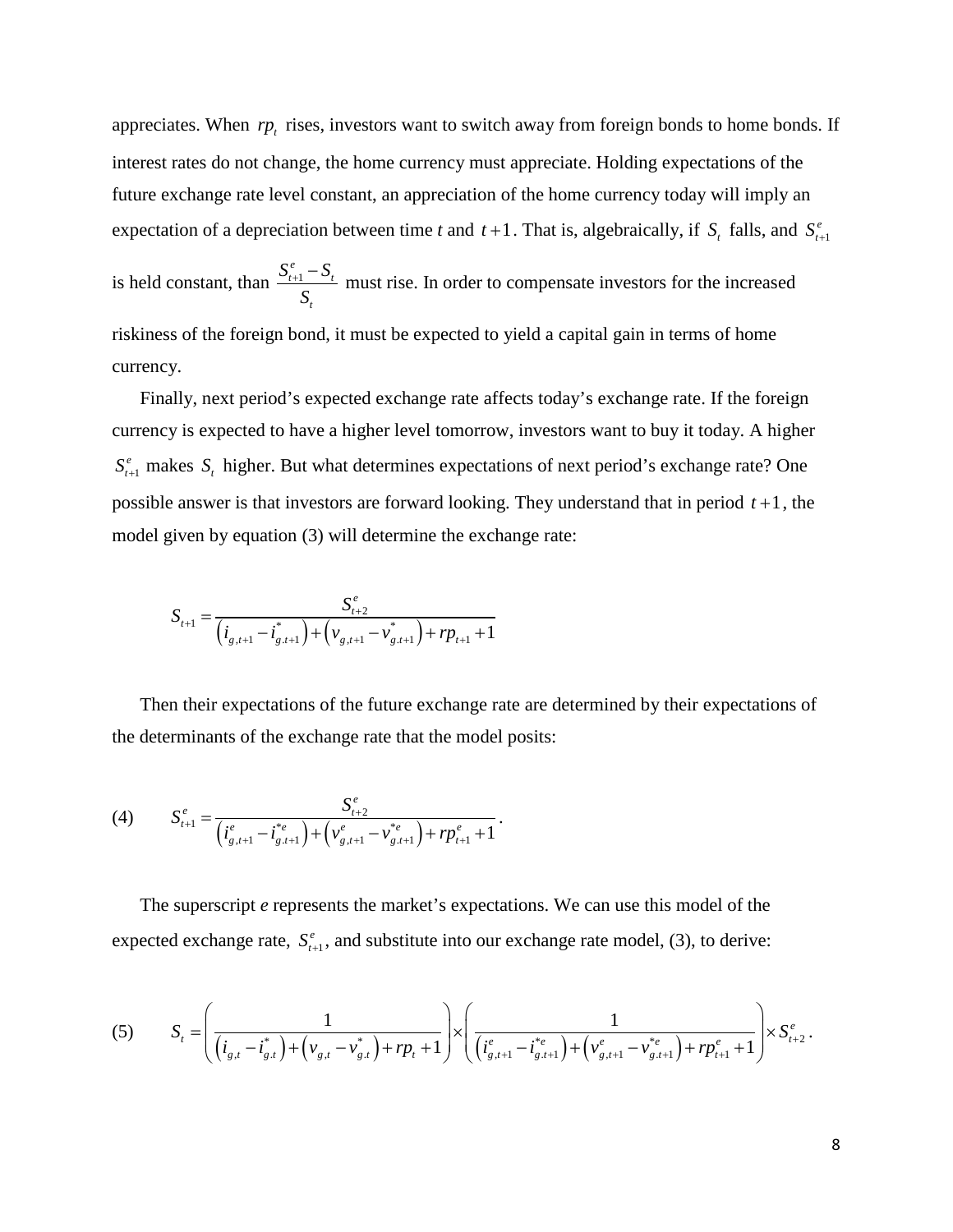appreciates. When $rp_t$ rises, investors want to switch away from foreign bonds to home bonds. If interest rates do not change, the home currency must appreciate. Holding expectations of the future exchange rate level constant, an appreciation of the home currency today will imply an expectation of a depreciation between time *t* and $t+1$. That is, algebraically, if $S_t$ falls, and $S_{t+1}^e$ is held constant, than $\frac{S_{t+1}^e - S_t}{S_t}$ must rise. In order to compensate investors for the increased riskiness of the foreign bond, it must be expected to yield a capital gain in terms of home currency.

Finally, next period's expected exchange rate affects today's exchange rate. If the foreign currency is expected to have a higher level tomorrow, investors want to buy it today. A higher $S_{t+1}^e$ makes $S_t$ higher. But what determines expectations of next period's exchange rate? One possible answer is that investors are forward looking. They understand that in period $t+1$, the model given by equation (3) will determine the exchange rate:

$$S_{t+1} = \frac{S_{t+2}^e}{\left(i_{g,t+1} - i_{g.t+1}^*\right) + \left(v_{g,t+1} - v_{g.t+1}^*\right) + rp_{t+1} + 1}$$

Then their expectations of the future exchange rate are determined by their expectations of the determinants of the exchange rate that the model posits:

$$(4) \qquad S_{t+1}^e = \frac{S_{t+2}^e}{\left(i_{g,t+1}^e - i_{g.t+1}^{*e}\right) + \left(v_{g,t+1}^e - v_{g.t+1}^{*e}\right) + rp_{t+1}^e + 1}.$$

The superscript *e* represents the market's expectations. We can use this model of the expected exchange rate, $S_{t+1}^e$, and substitute into our exchange rate model, (3), to derive:

$$(5) \qquad S_t = \left(\frac{1}{\left(i_{g,t} - i_{g.t}^*\right) + \left(v_{g,t} - v_{g.t}^*\right) + rp_t + 1}\right) \times \left(\frac{1}{\left(i_{g,t+1}^e - i_{g.t+1}^{*e}\right) + \left(v_{g,t+1}^e - v_{g.t+1}^{*e}\right) + rp_{t+1}^e + 1}\right) \times S_{t+2}^e.$$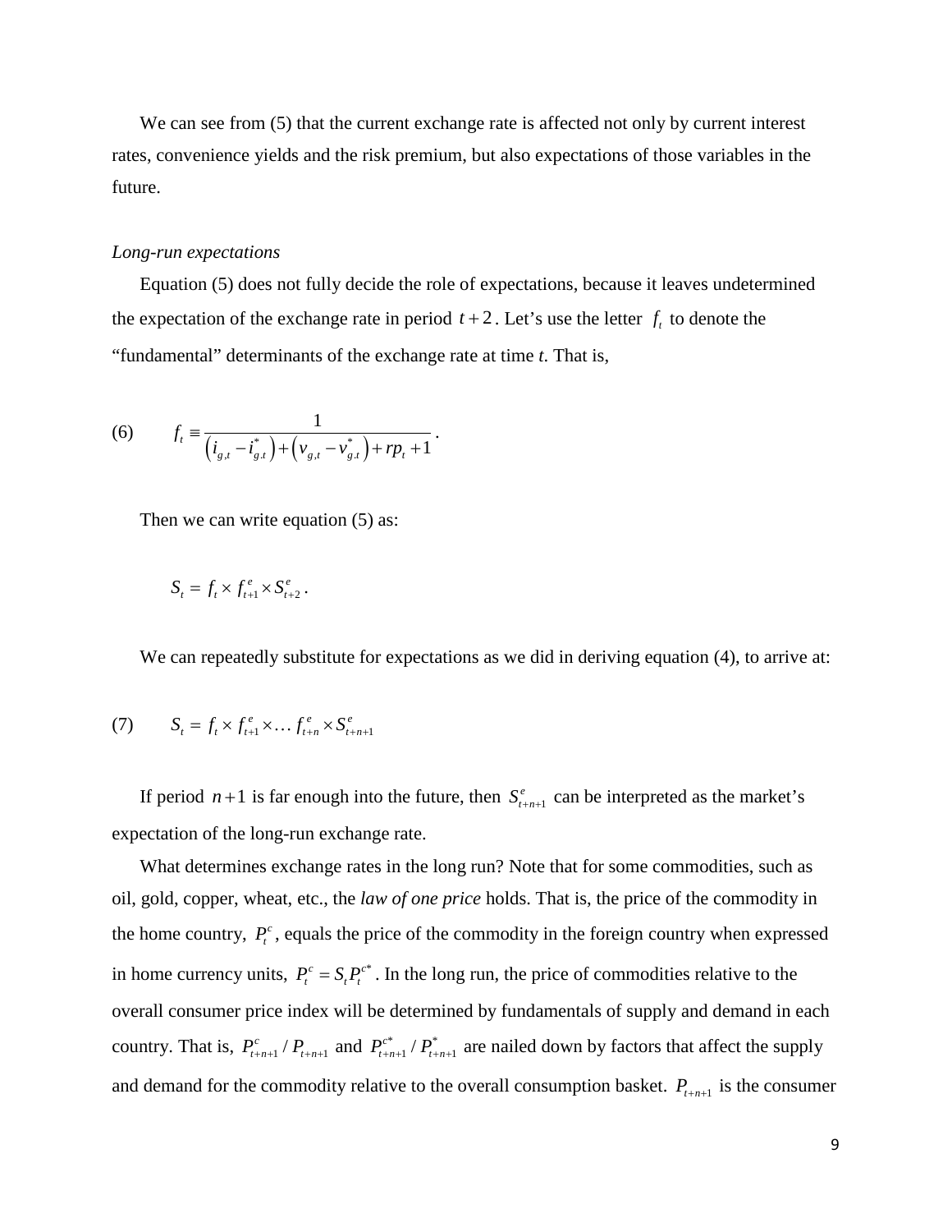We can see from (5) that the current exchange rate is affected not only by current interest rates, convenience yields and the risk premium, but also expectations of those variables in the future.

*Long-run expectations*

Equation (5) does not fully decide the role of expectations, because it leaves undetermined the expectation of the exchange rate in period $t+2$. Let's use the letter $f_t$ to denote the "fundamental" determinants of the exchange rate at time *t*. That is,

$$(6) \qquad f_t \equiv \frac{1}{\left(i_{g,t} - i_{g,t}^*\right) + \left(v_{g,t} - v_{g,t}^*\right) + rp_t + 1}.$$

Then we can write equation (5) as:

$$S_t = f_t \times f_{t+1}^e \times S_{t+2}^e.$$

We can repeatedly substitute for expectations as we did in deriving equation (4), to arrive at:

$$(7) \qquad S_t = f_t \times f_{t+1}^e \times \ldots f_{t+n}^e \times S_{t+n+1}^e$$

If period $n+1$ is far enough into the future, then $S_{t+n+1}^e$ can be interpreted as the market's expectation of the long-run exchange rate.

What determines exchange rates in the long run? Note that for some commodities, such as oil, gold, copper, wheat, etc., the *law of one price* holds. That is, the price of the commodity in the home country, $P_t^c$, equals the price of the commodity in the foreign country when expressed in home currency units, $P_t^c = S_t P_t^{c*}$. In the long run, the price of commodities relative to the overall consumer price index will be determined by fundamentals of supply and demand in each country. That is, $P_{t+n+1}^c / P_{t+n+1}$ and $P_{t+n+1}^{c*} / P_{t+n+1}^*$ are nailed down by factors that affect the supply and demand for the commodity relative to the overall consumption basket. $P_{t+n+1}$ is the consumer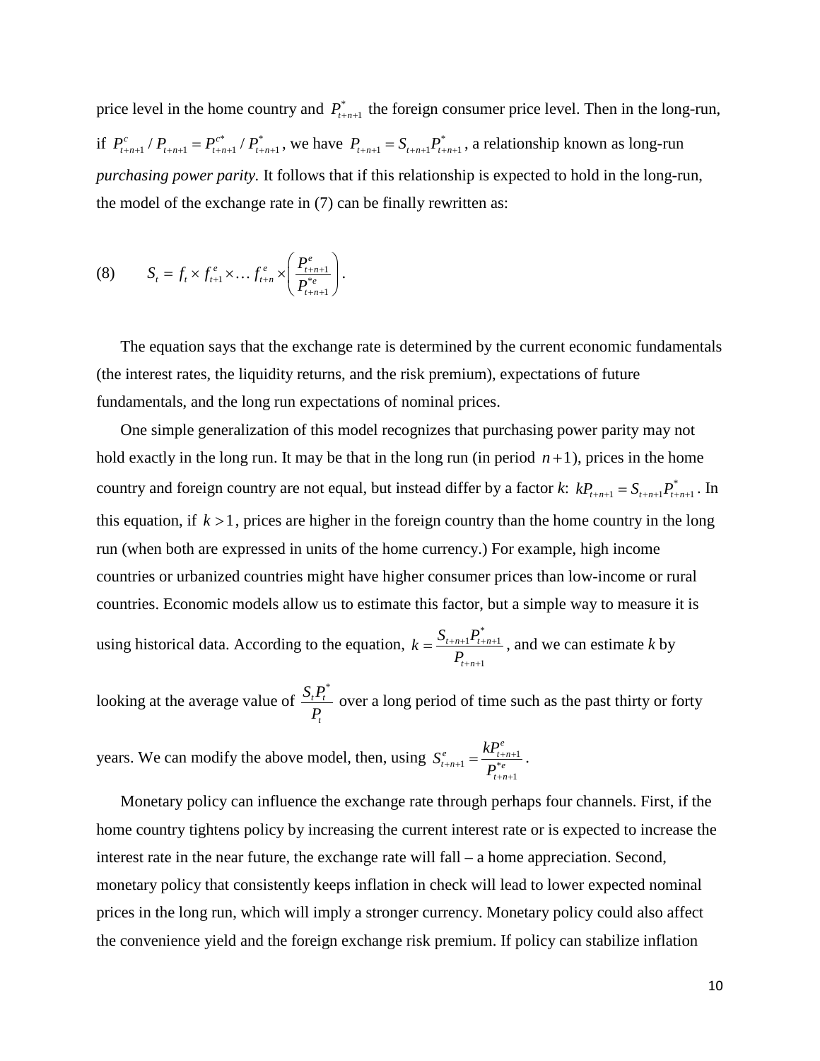price level in the home country and $P^*_{t+n+1}$ the foreign consumer price level. Then in the long-run, if $P^c_{t+n+1} / P_{t+n+1} = P^{c*}_{t+n+1} / P^*_{t+n+1}$, we have $P_{t+n+1} = S_{t+n+1}P^*_{t+n+1}$, a relationship known as long-run *purchasing power parity.* It follows that if this relationship is expected to hold in the long-run, the model of the exchange rate in (7) can be finally rewritten as:

$$\text{(8)} \qquad S_t = f_t \times f^e_{t+1} \times \ldots f^e_{t+n} \times \left( \frac{P^e_{t+n+1}}{P^{*e}_{t+n+1}} \right).$$

The equation says that the exchange rate is determined by the current economic fundamentals (the interest rates, the liquidity returns, and the risk premium), expectations of future fundamentals, and the long run expectations of nominal prices.

One simple generalization of this model recognizes that purchasing power parity may not hold exactly in the long run. It may be that in the long run (in period $n+1$), prices in the home country and foreign country are not equal, but instead differ by a factor *k*: $kP_{t+n+1} = S_{t+n+1}P^*_{t+n+1}$. In this equation, if $k > 1$, prices are higher in the foreign country than the home country in the long run (when both are expressed in units of the home currency.) For example, high income countries or urbanized countries might have higher consumer prices than low-income or rural countries. Economic models allow us to estimate this factor, but a simple way to measure it is using historical data. According to the equation, $k = \dfrac{S_{t+n+1}P^*_{t+n+1}}{P_{t+n+1}}$, and we can estimate *k* by looking at the average value of $\dfrac{S_t P^*_t}{P_t}$ over a long period of time such as the past thirty or forty years. We can modify the above model, then, using $S^e_{t+n+1} = \dfrac{kP^e_{t+n+1}}{P^{*e}_{t+n+1}}$.

Monetary policy can influence the exchange rate through perhaps four channels. First, if the home country tightens policy by increasing the current interest rate or is expected to increase the interest rate in the near future, the exchange rate will fall – a home appreciation. Second, monetary policy that consistently keeps inflation in check will lead to lower expected nominal prices in the long run, which will imply a stronger currency. Monetary policy could also affect the convenience yield and the foreign exchange risk premium. If policy can stabilize inflation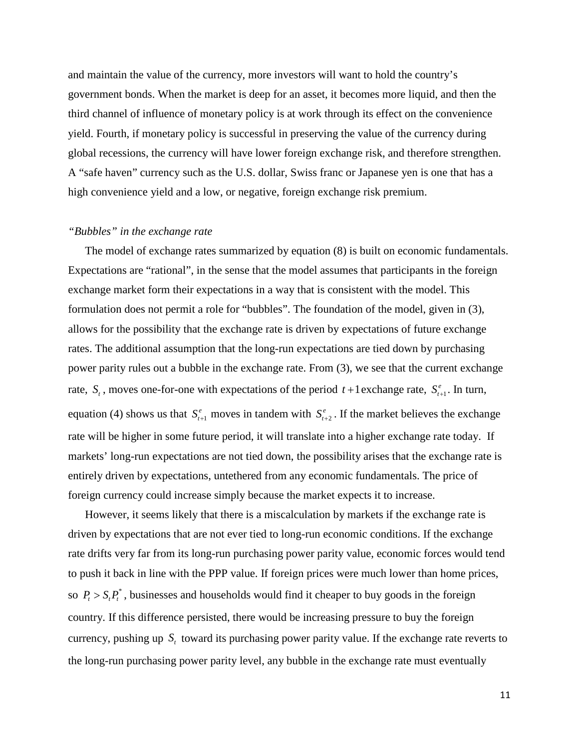and maintain the value of the currency, more investors will want to hold the country's government bonds. When the market is deep for an asset, it becomes more liquid, and then the third channel of influence of monetary policy is at work through its effect on the convenience yield. Fourth, if monetary policy is successful in preserving the value of the currency during global recessions, the currency will have lower foreign exchange risk, and therefore strengthen. A "safe haven" currency such as the U.S. dollar, Swiss franc or Japanese yen is one that has a high convenience yield and a low, or negative, foreign exchange risk premium.

*"Bubbles" in the exchange rate*

The model of exchange rates summarized by equation (8) is built on economic fundamentals. Expectations are "rational", in the sense that the model assumes that participants in the foreign exchange market form their expectations in a way that is consistent with the model. This formulation does not permit a role for "bubbles". The foundation of the model, given in (3), allows for the possibility that the exchange rate is driven by expectations of future exchange rates. The additional assumption that the long-run expectations are tied down by purchasing power parity rules out a bubble in the exchange rate. From (3), we see that the current exchange rate, $S_t$, moves one-for-one with expectations of the period $t+1$ exchange rate, $S^e_{t+1}$. In turn, equation (4) shows us that $S^e_{t+1}$ moves in tandem with $S^e_{t+2}$. If the market believes the exchange rate will be higher in some future period, it will translate into a higher exchange rate today. If markets' long-run expectations are not tied down, the possibility arises that the exchange rate is entirely driven by expectations, untethered from any economic fundamentals. The price of foreign currency could increase simply because the market expects it to increase.

However, it seems likely that there is a miscalculation by markets if the exchange rate is driven by expectations that are not ever tied to long-run economic conditions. If the exchange rate drifts very far from its long-run purchasing power parity value, economic forces would tend to push it back in line with the PPP value. If foreign prices were much lower than home prices, so $P_t > S_t P^*_t$, businesses and households would find it cheaper to buy goods in the foreign country. If this difference persisted, there would be increasing pressure to buy the foreign currency, pushing up $S_t$ toward its purchasing power parity value. If the exchange rate reverts to the long-run purchasing power parity level, any bubble in the exchange rate must eventually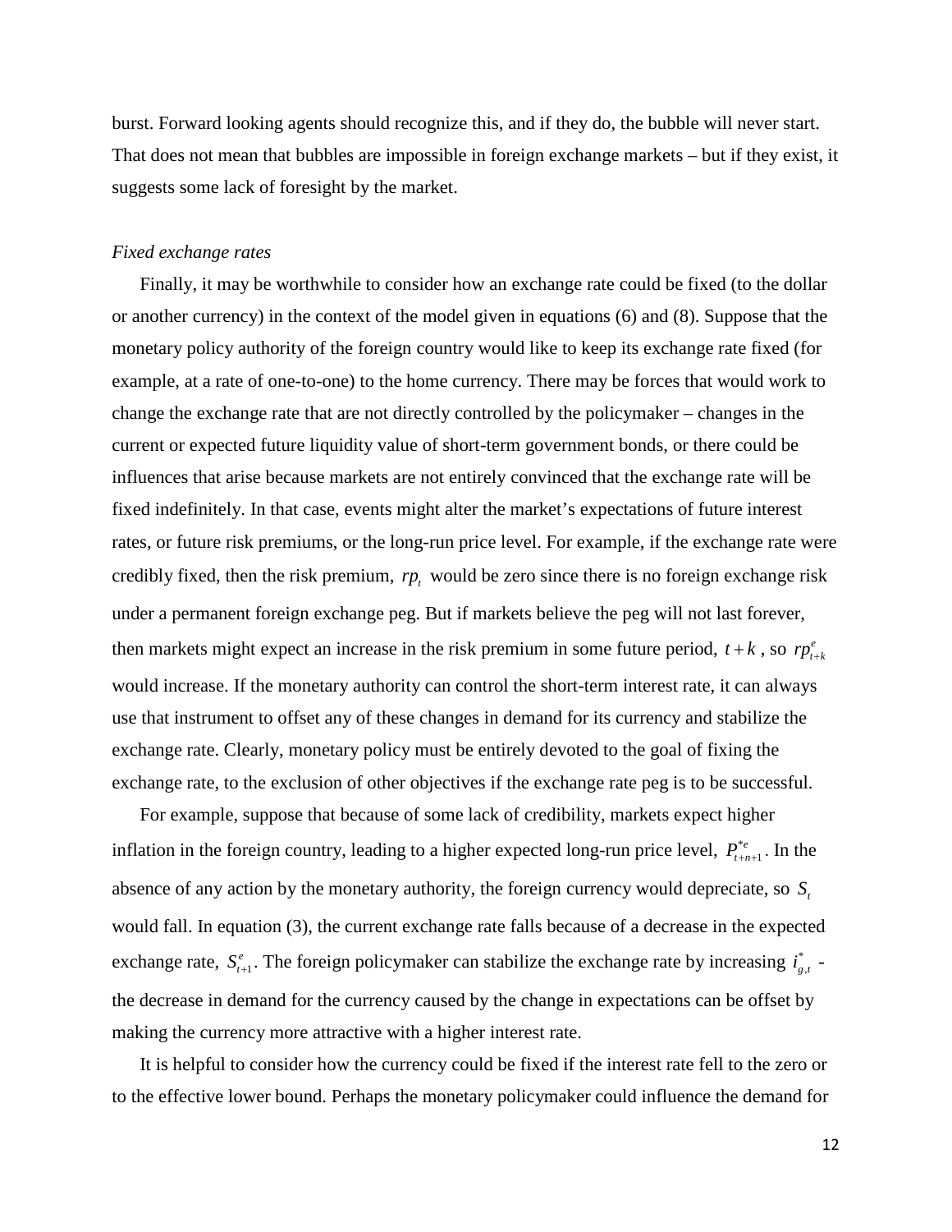burst. Forward looking agents should recognize this, and if they do, the bubble will never start. That does not mean that bubbles are impossible in foreign exchange markets – but if they exist, it suggests some lack of foresight by the market.

*Fixed exchange rates*

Finally, it may be worthwhile to consider how an exchange rate could be fixed (to the dollar or another currency) in the context of the model given in equations (6) and (8). Suppose that the monetary policy authority of the foreign country would like to keep its exchange rate fixed (for example, at a rate of one-to-one) to the home currency. There may be forces that would work to change the exchange rate that are not directly controlled by the policymaker – changes in the current or expected future liquidity value of short-term government bonds, or there could be influences that arise because markets are not entirely convinced that the exchange rate will be fixed indefinitely. In that case, events might alter the market's expectations of future interest rates, or future risk premiums, or the long-run price level. For example, if the exchange rate were credibly fixed, then the risk premium, $rp_t$ would be zero since there is no foreign exchange risk under a permanent foreign exchange peg. But if markets believe the peg will not last forever, then markets might expect an increase in the risk premium in some future period, $t+k$, so $rp^e_{t+k}$ would increase. If the monetary authority can control the short-term interest rate, it can always use that instrument to offset any of these changes in demand for its currency and stabilize the exchange rate. Clearly, monetary policy must be entirely devoted to the goal of fixing the exchange rate, to the exclusion of other objectives if the exchange rate peg is to be successful.

For example, suppose that because of some lack of credibility, markets expect higher inflation in the foreign country, leading to a higher expected long-run price level, $P^{*e}_{t+n+1}$. In the absence of any action by the monetary authority, the foreign currency would depreciate, so $S_t$ would fall. In equation (3), the current exchange rate falls because of a decrease in the expected exchange rate, $S^e_{t+1}$. The foreign policymaker can stabilize the exchange rate by increasing $i^*_{g,t}$ - the decrease in demand for the currency caused by the change in expectations can be offset by making the currency more attractive with a higher interest rate.

It is helpful to consider how the currency could be fixed if the interest rate fell to the zero or to the effective lower bound. Perhaps the monetary policymaker could influence the demand for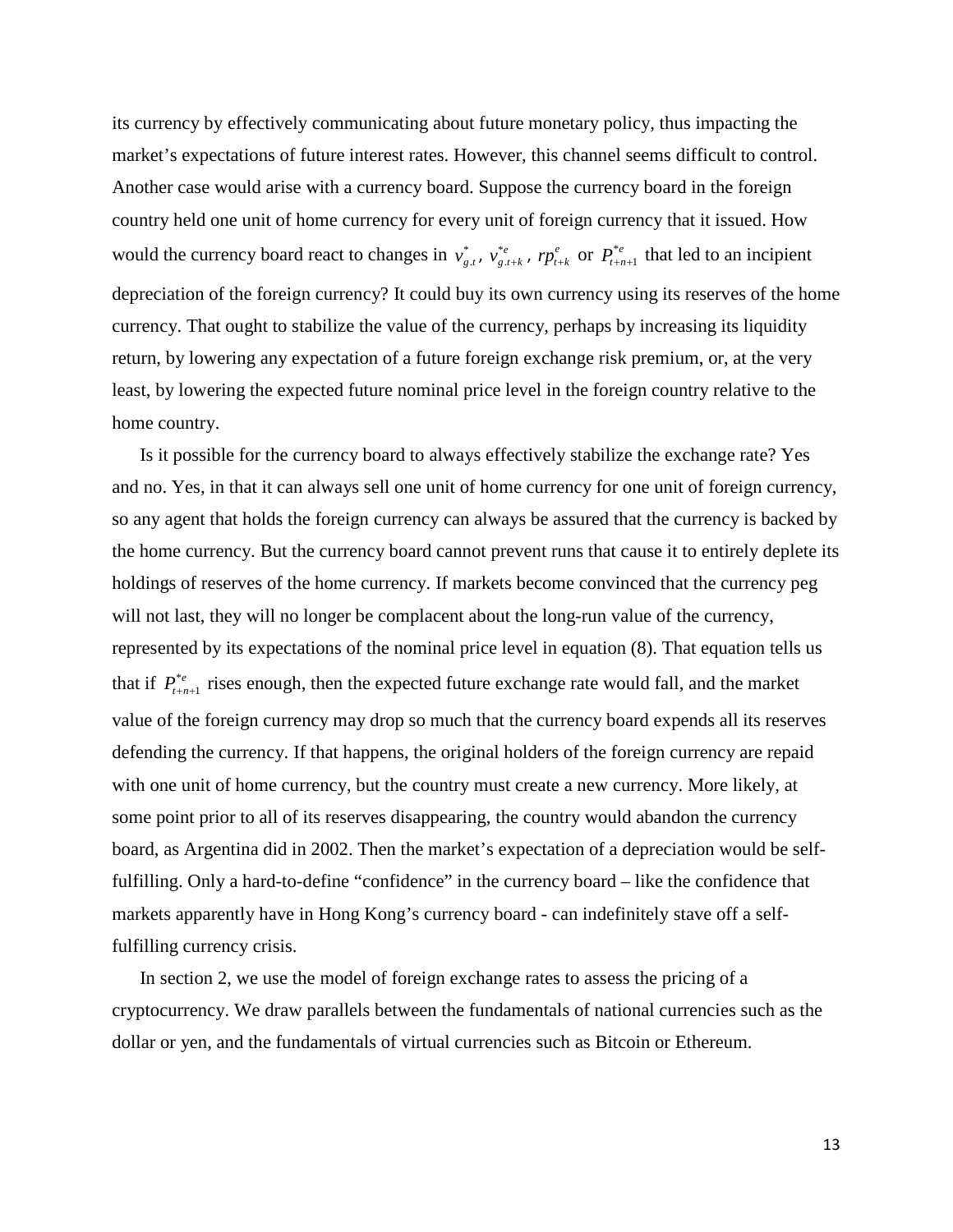its currency by effectively communicating about future monetary policy, thus impacting the market's expectations of future interest rates. However, this channel seems difficult to control. Another case would arise with a currency board. Suppose the currency board in the foreign country held one unit of home currency for every unit of foreign currency that it issued. How would the currency board react to changes in $v^{*}_{g.t}$, $v^{*e}_{g.t+k}$, $rp^{e}_{t+k}$ or $P^{*e}_{t+n+1}$ that led to an incipient depreciation of the foreign currency? It could buy its own currency using its reserves of the home currency. That ought to stabilize the value of the currency, perhaps by increasing its liquidity return, by lowering any expectation of a future foreign exchange risk premium, or, at the very least, by lowering the expected future nominal price level in the foreign country relative to the home country.

Is it possible for the currency board to always effectively stabilize the exchange rate? Yes and no. Yes, in that it can always sell one unit of home currency for one unit of foreign currency, so any agent that holds the foreign currency can always be assured that the currency is backed by the home currency. But the currency board cannot prevent runs that cause it to entirely deplete its holdings of reserves of the home currency. If markets become convinced that the currency peg will not last, they will no longer be complacent about the long-run value of the currency, represented by its expectations of the nominal price level in equation (8). That equation tells us that if $P^{*e}_{t+n+1}$ rises enough, then the expected future exchange rate would fall, and the market value of the foreign currency may drop so much that the currency board expends all its reserves defending the currency. If that happens, the original holders of the foreign currency are repaid with one unit of home currency, but the country must create a new currency. More likely, at some point prior to all of its reserves disappearing, the country would abandon the currency board, as Argentina did in 2002. Then the market's expectation of a depreciation would be self-fulfilling. Only a hard-to-define "confidence" in the currency board – like the confidence that markets apparently have in Hong Kong's currency board - can indefinitely stave off a self-fulfilling currency crisis.

In section 2, we use the model of foreign exchange rates to assess the pricing of a cryptocurrency. We draw parallels between the fundamentals of national currencies such as the dollar or yen, and the fundamentals of virtual currencies such as Bitcoin or Ethereum.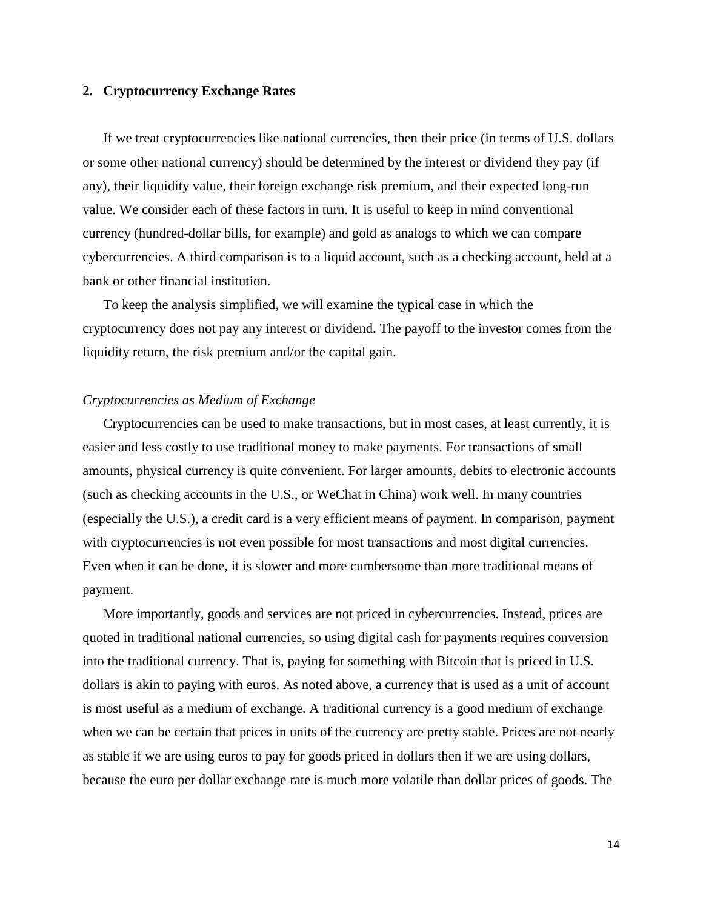## 2. Cryptocurrency Exchange Rates

If we treat cryptocurrencies like national currencies, then their price (in terms of U.S. dollars or some other national currency) should be determined by the interest or dividend they pay (if any), their liquidity value, their foreign exchange risk premium, and their expected long-run value. We consider each of these factors in turn. It is useful to keep in mind conventional currency (hundred-dollar bills, for example) and gold as analogs to which we can compare cybercurrencies. A third comparison is to a liquid account, such as a checking account, held at a bank or other financial institution.

To keep the analysis simplified, we will examine the typical case in which the cryptocurrency does not pay any interest or dividend. The payoff to the investor comes from the liquidity return, the risk premium and/or the capital gain.

### *Cryptocurrencies as Medium of Exchange*

Cryptocurrencies can be used to make transactions, but in most cases, at least currently, it is easier and less costly to use traditional money to make payments. For transactions of small amounts, physical currency is quite convenient. For larger amounts, debits to electronic accounts (such as checking accounts in the U.S., or WeChat in China) work well. In many countries (especially the U.S.), a credit card is a very efficient means of payment. In comparison, payment with cryptocurrencies is not even possible for most transactions and most digital currencies. Even when it can be done, it is slower and more cumbersome than more traditional means of payment.

More importantly, goods and services are not priced in cybercurrencies. Instead, prices are quoted in traditional national currencies, so using digital cash for payments requires conversion into the traditional currency. That is, paying for something with Bitcoin that is priced in U.S. dollars is akin to paying with euros. As noted above, a currency that is used as a unit of account is most useful as a medium of exchange. A traditional currency is a good medium of exchange when we can be certain that prices in units of the currency are pretty stable. Prices are not nearly as stable if we are using euros to pay for goods priced in dollars then if we are using dollars, because the euro per dollar exchange rate is much more volatile than dollar prices of goods. The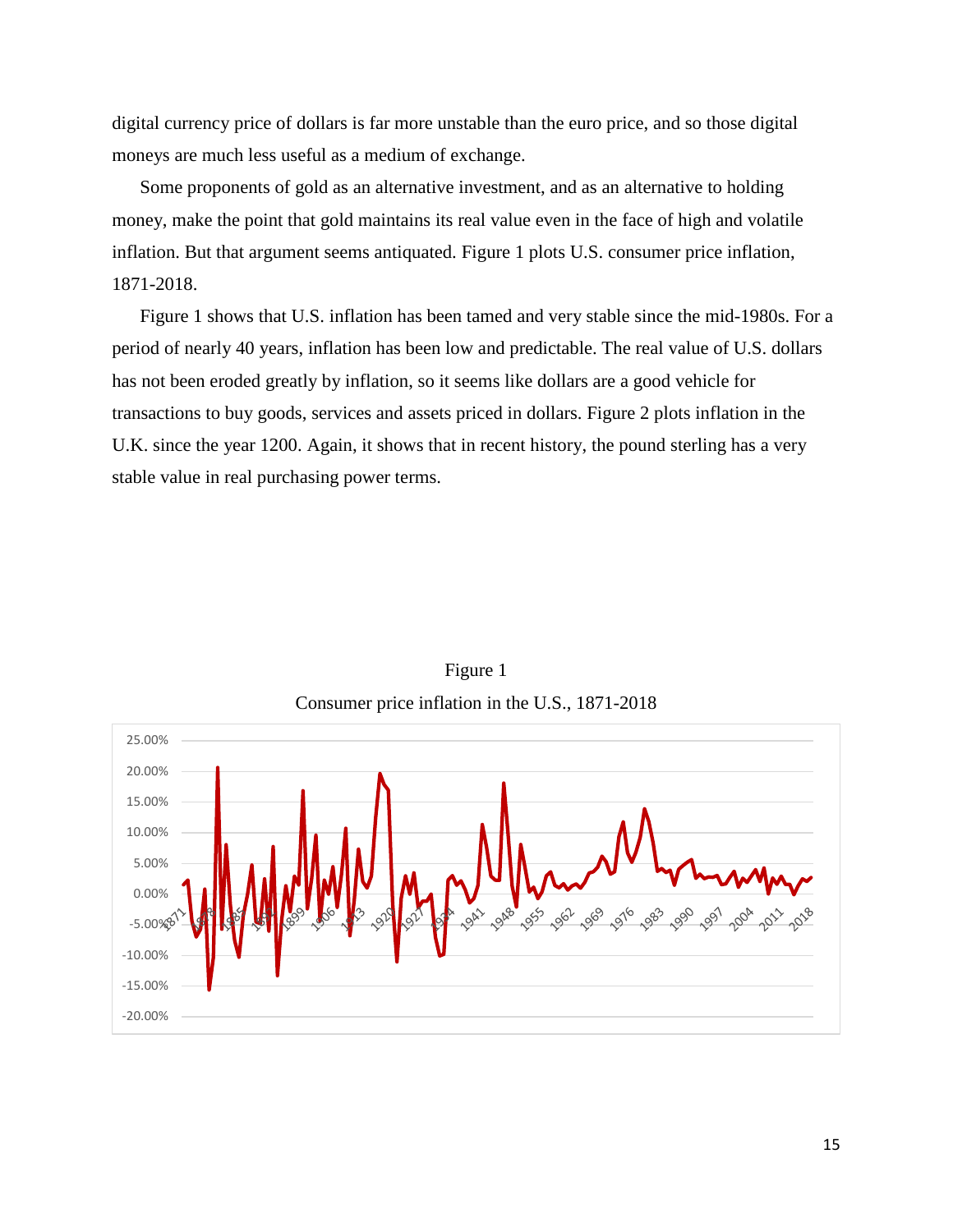digital currency price of dollars is far more unstable than the euro price, and so those digital moneys are much less useful as a medium of exchange.

Some proponents of gold as an alternative investment, and as an alternative to holding money, make the point that gold maintains its real value even in the face of high and volatile inflation. But that argument seems antiquated. Figure 1 plots U.S. consumer price inflation, 1871-2018.

Figure 1 shows that U.S. inflation has been tamed and very stable since the mid-1980s. For a period of nearly 40 years, inflation has been low and predictable. The real value of U.S. dollars has not been eroded greatly by inflation, so it seems like dollars are a good vehicle for transactions to buy goods, services and assets priced in dollars. Figure 2 plots inflation in the U.K. since the year 1200. Again, it shows that in recent history, the pound sterling has a very stable value in real purchasing power terms.

Figure 1

Consumer price inflation in the U.S., 1871-2018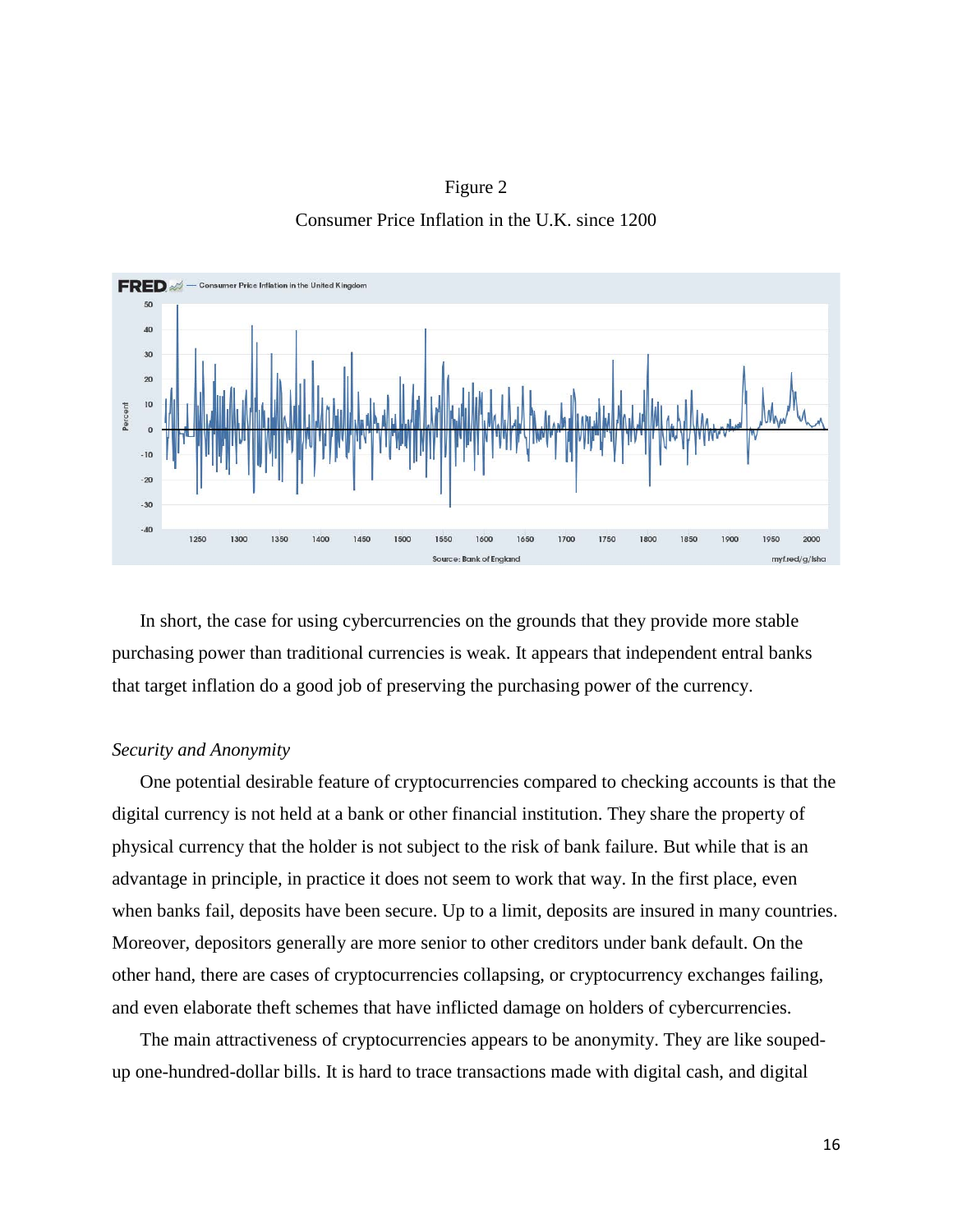Figure 2

Consumer Price Inflation in the U.K. since 1200

In short, the case for using cybercurrencies on the grounds that they provide more stable purchasing power than traditional currencies is weak. It appears that independent entral banks that target inflation do a good job of preserving the purchasing power of the currency.

*Security and Anonymity*

One potential desirable feature of cryptocurrencies compared to checking accounts is that the digital currency is not held at a bank or other financial institution. They share the property of physical currency that the holder is not subject to the risk of bank failure. But while that is an advantage in principle, in practice it does not seem to work that way. In the first place, even when banks fail, deposits have been secure. Up to a limit, deposits are insured in many countries. Moreover, depositors generally are more senior to other creditors under bank default. On the other hand, there are cases of cryptocurrencies collapsing, or cryptocurrency exchanges failing, and even elaborate theft schemes that have inflicted damage on holders of cybercurrencies.

The main attractiveness of cryptocurrencies appears to be anonymity. They are like souped-up one-hundred-dollar bills. It is hard to trace transactions made with digital cash, and digital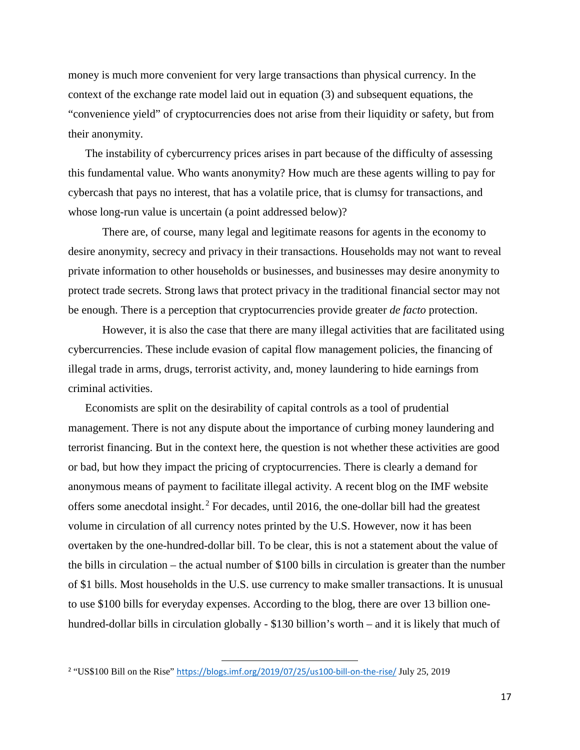money is much more convenient for very large transactions than physical currency. In the context of the exchange rate model laid out in equation (3) and subsequent equations, the "convenience yield" of cryptocurrencies does not arise from their liquidity or safety, but from their anonymity.

The instability of cybercurrency prices arises in part because of the difficulty of assessing this fundamental value. Who wants anonymity? How much are these agents willing to pay for cybercash that pays no interest, that has a volatile price, that is clumsy for transactions, and whose long-run value is uncertain (a point addressed below)?

There are, of course, many legal and legitimate reasons for agents in the economy to desire anonymity, secrecy and privacy in their transactions. Households may not want to reveal private information to other households or businesses, and businesses may desire anonymity to protect trade secrets. Strong laws that protect privacy in the traditional financial sector may not be enough. There is a perception that cryptocurrencies provide greater *de facto* protection.

However, it is also the case that there are many illegal activities that are facilitated using cybercurrencies. These include evasion of capital flow management policies, the financing of illegal trade in arms, drugs, terrorist activity, and, money laundering to hide earnings from criminal activities.

Economists are split on the desirability of capital controls as a tool of prudential management. There is not any dispute about the importance of curbing money laundering and terrorist financing. But in the context here, the question is not whether these activities are good or bad, but how they impact the pricing of cryptocurrencies. There is clearly a demand for anonymous means of payment to facilitate illegal activity. A recent blog on the IMF website offers some anecdotal insight.[2] For decades, until 2016, the one-dollar bill had the greatest volume in circulation of all currency notes printed by the U.S. However, now it has been overtaken by the one-hundred-dollar bill. To be clear, this is not a statement about the value of the bills in circulation – the actual number of $100 bills in circulation is greater than the number of $1 bills. Most households in the U.S. use currency to make smaller transactions. It is unusual to use $100 bills for everyday expenses. According to the blog, there are over 13 billion one-hundred-dollar bills in circulation globally - $130 billion's worth – and it is likely that much of

[2] "US$100 Bill on the Rise" https://blogs.imf.org/2019/07/25/us100-bill-on-the-rise/ July 25, 2019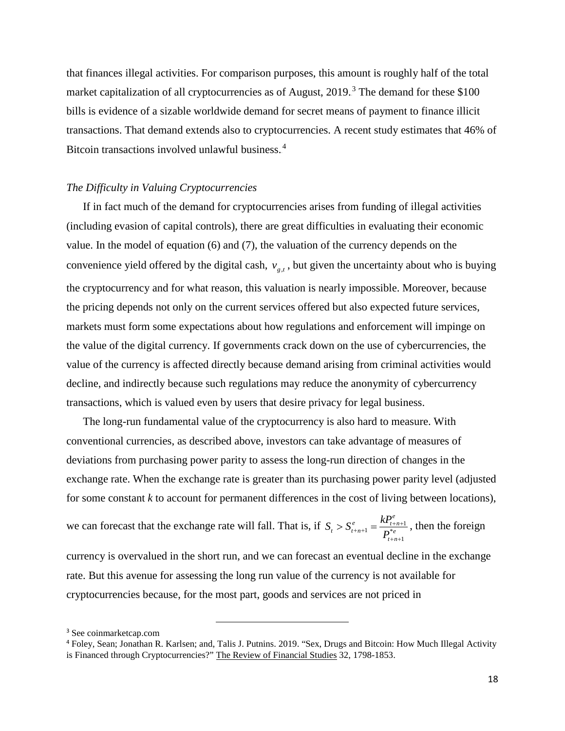that finances illegal activities. For comparison purposes, this amount is roughly half of the total market capitalization of all cryptocurrencies as of August, 2019.[3] The demand for these $100 bills is evidence of a sizable worldwide demand for secret means of payment to finance illicit transactions. That demand extends also to cryptocurrencies. A recent study estimates that 46% of Bitcoin transactions involved unlawful business.[4]

*The Difficulty in Valuing Cryptocurrencies*

If in fact much of the demand for cryptocurrencies arises from funding of illegal activities (including evasion of capital controls), there are great difficulties in evaluating their economic value. In the model of equation (6) and (7), the valuation of the currency depends on the convenience yield offered by the digital cash, $v_{g,t}$, but given the uncertainty about who is buying the cryptocurrency and for what reason, this valuation is nearly impossible. Moreover, because the pricing depends not only on the current services offered but also expected future services, markets must form some expectations about how regulations and enforcement will impinge on the value of the digital currency. If governments crack down on the use of cybercurrencies, the value of the currency is affected directly because demand arising from criminal activities would decline, and indirectly because such regulations may reduce the anonymity of cybercurrency transactions, which is valued even by users that desire privacy for legal business.

The long-run fundamental value of the cryptocurrency is also hard to measure. With conventional currencies, as described above, investors can take advantage of measures of deviations from purchasing power parity to assess the long-run direction of changes in the exchange rate. When the exchange rate is greater than its purchasing power parity level (adjusted for some constant *k* to account for permanent differences in the cost of living between locations), we can forecast that the exchange rate will fall. That is, if $S_t > S^e_{t+n+1} = \frac{kP^e_{t+n+1}}{P^{*e}_{t+n+1}}$, then the foreign currency is overvalued in the short run, and we can forecast an eventual decline in the exchange rate. But this avenue for assessing the long run value of the currency is not available for cryptocurrencies because, for the most part, goods and services are not priced in

[3] See coinmarketcap.com

[4] Foley, Sean; Jonathan R. Karlsen; and, Talis J. Putnins. 2019. "Sex, Drugs and Bitcoin: How Much Illegal Activity is Financed through Cryptocurrencies?" The Review of Financial Studies 32, 1798-1853.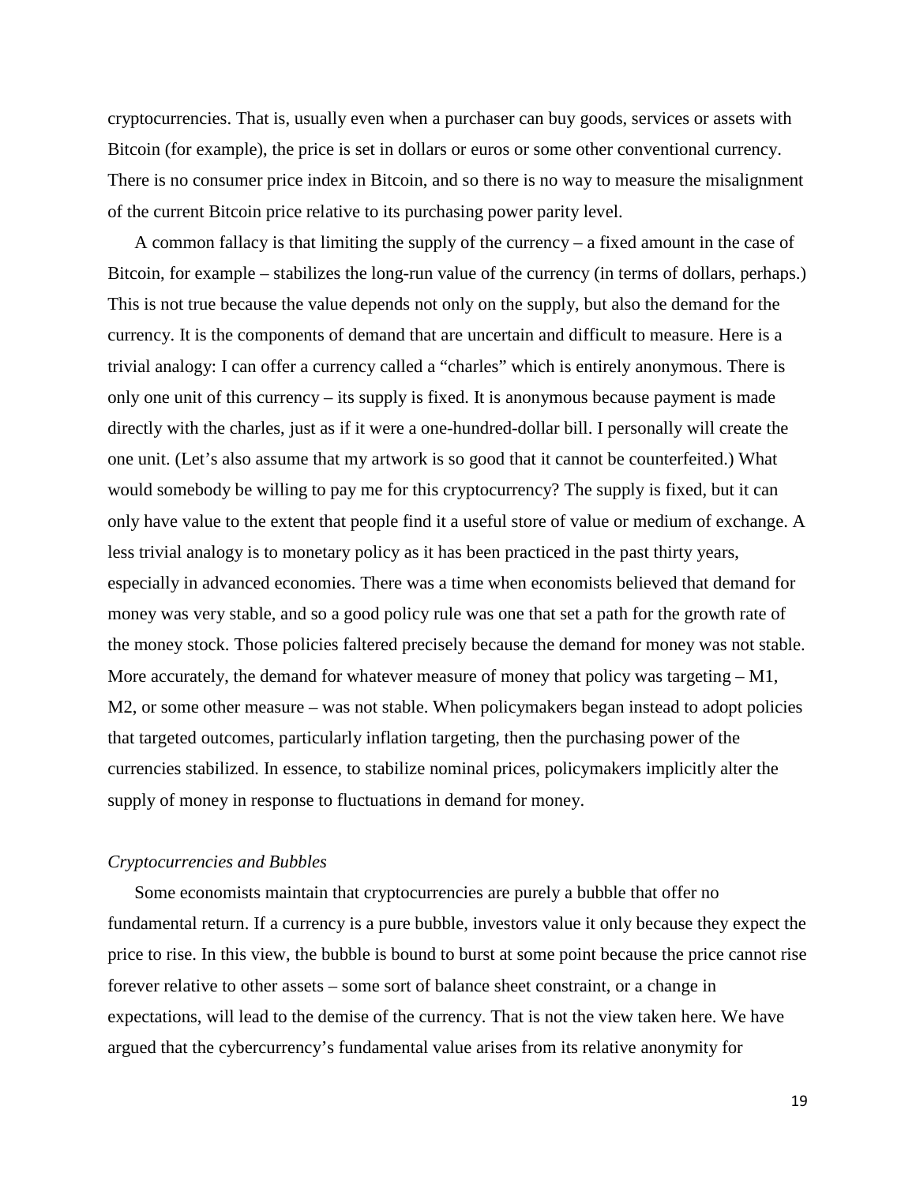cryptocurrencies. That is, usually even when a purchaser can buy goods, services or assets with Bitcoin (for example), the price is set in dollars or euros or some other conventional currency. There is no consumer price index in Bitcoin, and so there is no way to measure the misalignment of the current Bitcoin price relative to its purchasing power parity level.

A common fallacy is that limiting the supply of the currency – a fixed amount in the case of Bitcoin, for example – stabilizes the long-run value of the currency (in terms of dollars, perhaps.) This is not true because the value depends not only on the supply, but also the demand for the currency. It is the components of demand that are uncertain and difficult to measure. Here is a trivial analogy: I can offer a currency called a "charles" which is entirely anonymous. There is only one unit of this currency – its supply is fixed. It is anonymous because payment is made directly with the charles, just as if it were a one-hundred-dollar bill. I personally will create the one unit. (Let's also assume that my artwork is so good that it cannot be counterfeited.) What would somebody be willing to pay me for this cryptocurrency? The supply is fixed, but it can only have value to the extent that people find it a useful store of value or medium of exchange. A less trivial analogy is to monetary policy as it has been practiced in the past thirty years, especially in advanced economies. There was a time when economists believed that demand for money was very stable, and so a good policy rule was one that set a path for the growth rate of the money stock. Those policies faltered precisely because the demand for money was not stable. More accurately, the demand for whatever measure of money that policy was targeting – M1, M2, or some other measure – was not stable. When policymakers began instead to adopt policies that targeted outcomes, particularly inflation targeting, then the purchasing power of the currencies stabilized. In essence, to stabilize nominal prices, policymakers implicitly alter the supply of money in response to fluctuations in demand for money.

### *Cryptocurrencies and Bubbles*

Some economists maintain that cryptocurrencies are purely a bubble that offer no fundamental return. If a currency is a pure bubble, investors value it only because they expect the price to rise. In this view, the bubble is bound to burst at some point because the price cannot rise forever relative to other assets – some sort of balance sheet constraint, or a change in expectations, will lead to the demise of the currency. That is not the view taken here. We have argued that the cybercurrency's fundamental value arises from its relative anonymity for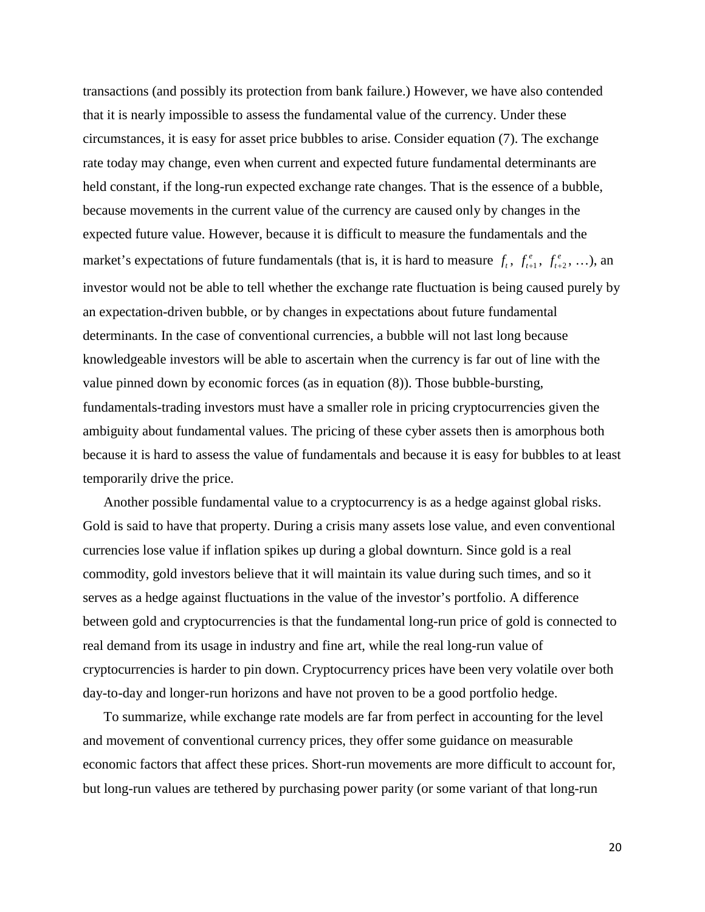transactions (and possibly its protection from bank failure.) However, we have also contended that it is nearly impossible to assess the fundamental value of the currency. Under these circumstances, it is easy for asset price bubbles to arise. Consider equation (7). The exchange rate today may change, even when current and expected future fundamental determinants are held constant, if the long-run expected exchange rate changes. That is the essence of a bubble, because movements in the current value of the currency are caused only by changes in the expected future value. However, because it is difficult to measure the fundamentals and the market's expectations of future fundamentals (that is, it is hard to measure $f_t$, $f_{t+1}^e$, $f_{t+2}^e$, …), an investor would not be able to tell whether the exchange rate fluctuation is being caused purely by an expectation-driven bubble, or by changes in expectations about future fundamental determinants. In the case of conventional currencies, a bubble will not last long because knowledgeable investors will be able to ascertain when the currency is far out of line with the value pinned down by economic forces (as in equation (8)). Those bubble-bursting, fundamentals-trading investors must have a smaller role in pricing cryptocurrencies given the ambiguity about fundamental values. The pricing of these cyber assets then is amorphous both because it is hard to assess the value of fundamentals and because it is easy for bubbles to at least temporarily drive the price.

Another possible fundamental value to a cryptocurrency is as a hedge against global risks. Gold is said to have that property. During a crisis many assets lose value, and even conventional currencies lose value if inflation spikes up during a global downturn. Since gold is a real commodity, gold investors believe that it will maintain its value during such times, and so it serves as a hedge against fluctuations in the value of the investor's portfolio. A difference between gold and cryptocurrencies is that the fundamental long-run price of gold is connected to real demand from its usage in industry and fine art, while the real long-run value of cryptocurrencies is harder to pin down. Cryptocurrency prices have been very volatile over both day-to-day and longer-run horizons and have not proven to be a good portfolio hedge.

To summarize, while exchange rate models are far from perfect in accounting for the level and movement of conventional currency prices, they offer some guidance on measurable economic factors that affect these prices. Short-run movements are more difficult to account for, but long-run values are tethered by purchasing power parity (or some variant of that long-run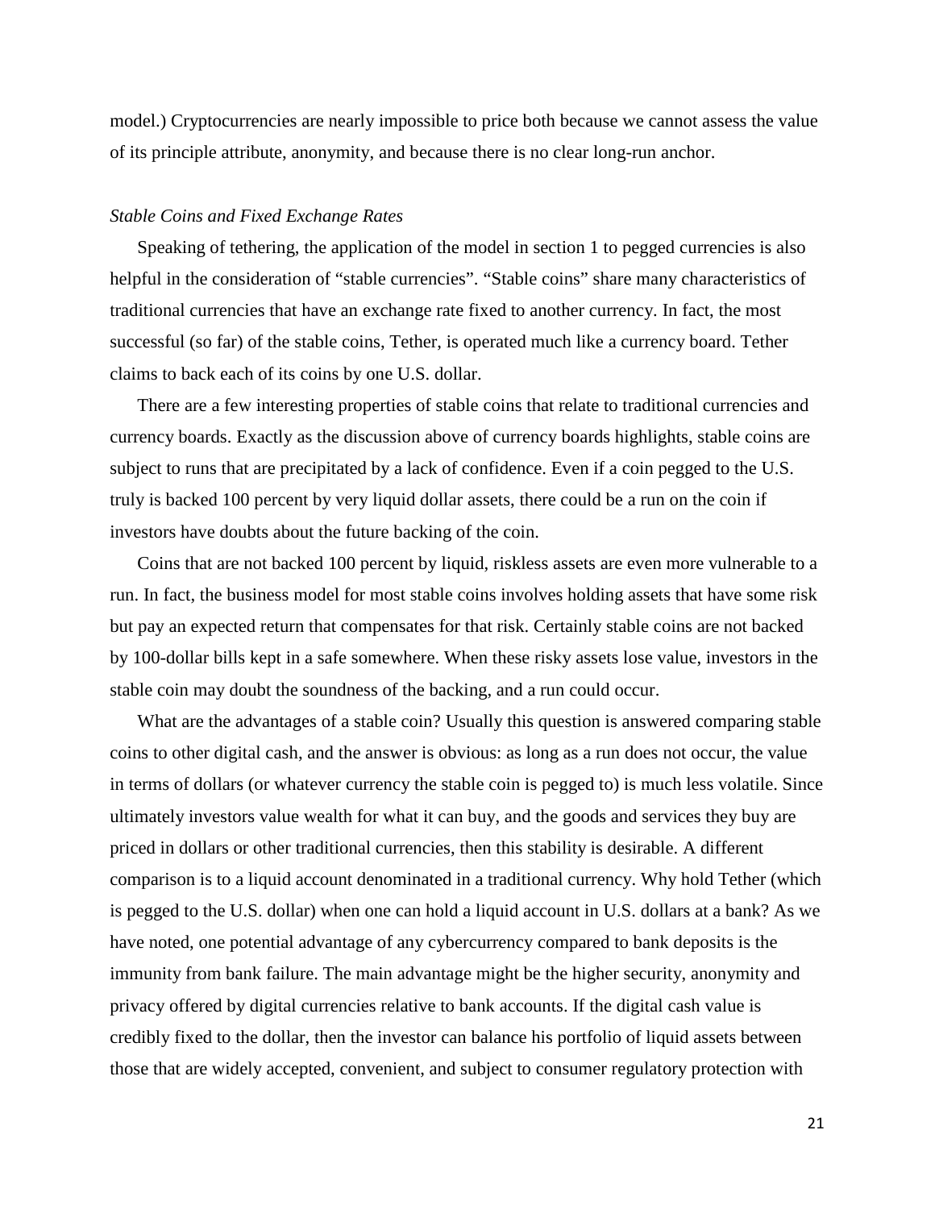model.) Cryptocurrencies are nearly impossible to price both because we cannot assess the value of its principle attribute, anonymity, and because there is no clear long-run anchor.

*Stable Coins and Fixed Exchange Rates*

Speaking of tethering, the application of the model in section 1 to pegged currencies is also helpful in the consideration of "stable currencies". "Stable coins" share many characteristics of traditional currencies that have an exchange rate fixed to another currency. In fact, the most successful (so far) of the stable coins, Tether, is operated much like a currency board. Tether claims to back each of its coins by one U.S. dollar.

There are a few interesting properties of stable coins that relate to traditional currencies and currency boards. Exactly as the discussion above of currency boards highlights, stable coins are subject to runs that are precipitated by a lack of confidence. Even if a coin pegged to the U.S. truly is backed 100 percent by very liquid dollar assets, there could be a run on the coin if investors have doubts about the future backing of the coin.

Coins that are not backed 100 percent by liquid, riskless assets are even more vulnerable to a run. In fact, the business model for most stable coins involves holding assets that have some risk but pay an expected return that compensates for that risk. Certainly stable coins are not backed by 100-dollar bills kept in a safe somewhere. When these risky assets lose value, investors in the stable coin may doubt the soundness of the backing, and a run could occur.

What are the advantages of a stable coin? Usually this question is answered comparing stable coins to other digital cash, and the answer is obvious: as long as a run does not occur, the value in terms of dollars (or whatever currency the stable coin is pegged to) is much less volatile. Since ultimately investors value wealth for what it can buy, and the goods and services they buy are priced in dollars or other traditional currencies, then this stability is desirable. A different comparison is to a liquid account denominated in a traditional currency. Why hold Tether (which is pegged to the U.S. dollar) when one can hold a liquid account in U.S. dollars at a bank? As we have noted, one potential advantage of any cybercurrency compared to bank deposits is the immunity from bank failure. The main advantage might be the higher security, anonymity and privacy offered by digital currencies relative to bank accounts. If the digital cash value is credibly fixed to the dollar, then the investor can balance his portfolio of liquid assets between those that are widely accepted, convenient, and subject to consumer regulatory protection with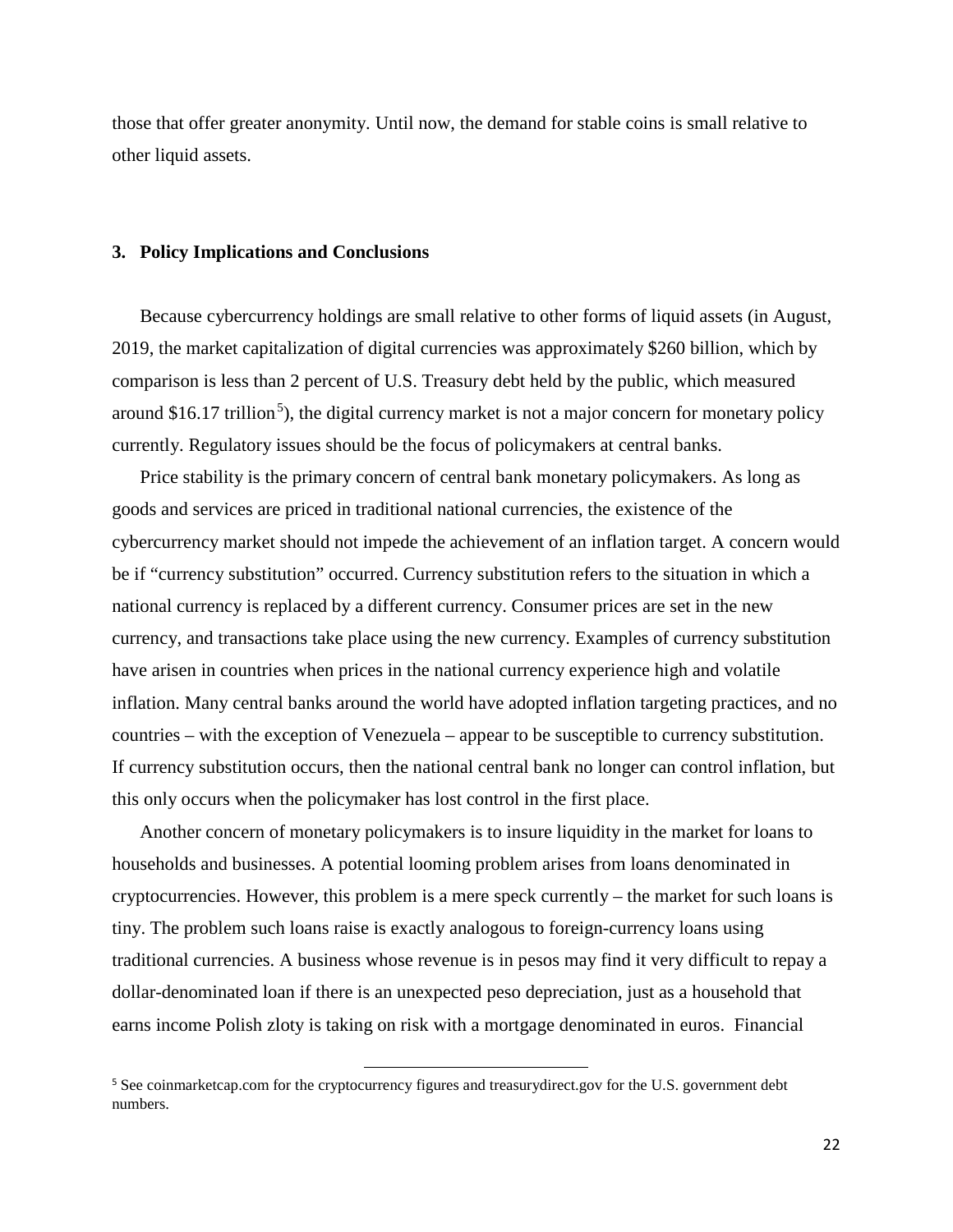those that offer greater anonymity. Until now, the demand for stable coins is small relative to other liquid assets.

## 3. Policy Implications and Conclusions

Because cybercurrency holdings are small relative to other forms of liquid assets (in August, 2019, the market capitalization of digital currencies was approximately $260 billion, which by comparison is less than 2 percent of U.S. Treasury debt held by the public, which measured around $16.17 trillion[5]), the digital currency market is not a major concern for monetary policy currently. Regulatory issues should be the focus of policymakers at central banks.

Price stability is the primary concern of central bank monetary policymakers. As long as goods and services are priced in traditional national currencies, the existence of the cybercurrency market should not impede the achievement of an inflation target. A concern would be if "currency substitution" occurred. Currency substitution refers to the situation in which a national currency is replaced by a different currency. Consumer prices are set in the new currency, and transactions take place using the new currency. Examples of currency substitution have arisen in countries when prices in the national currency experience high and volatile inflation. Many central banks around the world have adopted inflation targeting practices, and no countries – with the exception of Venezuela – appear to be susceptible to currency substitution. If currency substitution occurs, then the national central bank no longer can control inflation, but this only occurs when the policymaker has lost control in the first place.

Another concern of monetary policymakers is to insure liquidity in the market for loans to households and businesses. A potential looming problem arises from loans denominated in cryptocurrencies. However, this problem is a mere speck currently – the market for such loans is tiny. The problem such loans raise is exactly analogous to foreign-currency loans using traditional currencies. A business whose revenue is in pesos may find it very difficult to repay a dollar-denominated loan if there is an unexpected peso depreciation, just as a household that earns income Polish zloty is taking on risk with a mortgage denominated in euros. Financial

---

[5] See coinmarketcap.com for the cryptocurrency figures and treasurydirect.gov for the U.S. government debt numbers.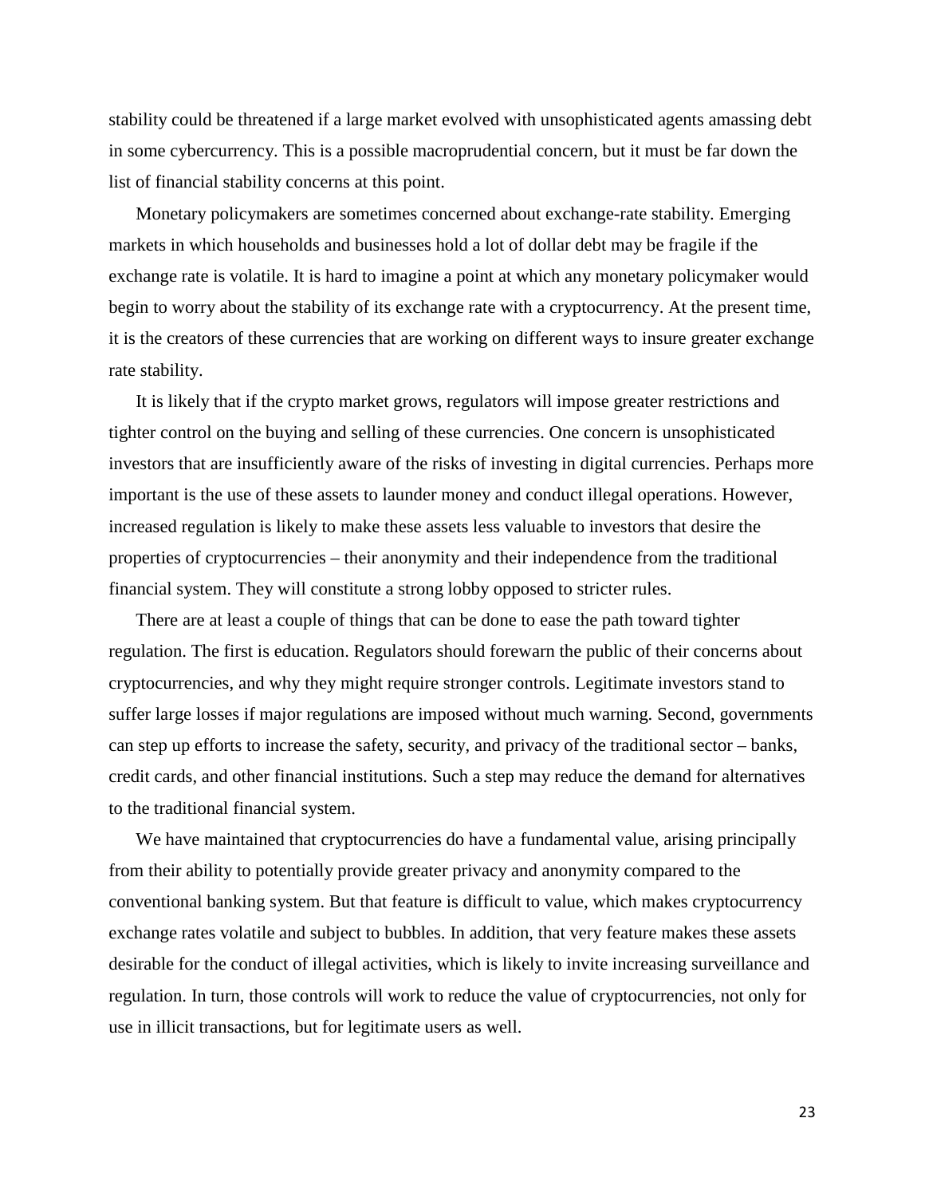stability could be threatened if a large market evolved with unsophisticated agents amassing debt in some cybercurrency. This is a possible macroprudential concern, but it must be far down the list of financial stability concerns at this point.

Monetary policymakers are sometimes concerned about exchange-rate stability. Emerging markets in which households and businesses hold a lot of dollar debt may be fragile if the exchange rate is volatile. It is hard to imagine a point at which any monetary policymaker would begin to worry about the stability of its exchange rate with a cryptocurrency. At the present time, it is the creators of these currencies that are working on different ways to insure greater exchange rate stability.

It is likely that if the crypto market grows, regulators will impose greater restrictions and tighter control on the buying and selling of these currencies. One concern is unsophisticated investors that are insufficiently aware of the risks of investing in digital currencies. Perhaps more important is the use of these assets to launder money and conduct illegal operations. However, increased regulation is likely to make these assets less valuable to investors that desire the properties of cryptocurrencies – their anonymity and their independence from the traditional financial system. They will constitute a strong lobby opposed to stricter rules.

There are at least a couple of things that can be done to ease the path toward tighter regulation. The first is education. Regulators should forewarn the public of their concerns about cryptocurrencies, and why they might require stronger controls. Legitimate investors stand to suffer large losses if major regulations are imposed without much warning. Second, governments can step up efforts to increase the safety, security, and privacy of the traditional sector – banks, credit cards, and other financial institutions. Such a step may reduce the demand for alternatives to the traditional financial system.

We have maintained that cryptocurrencies do have a fundamental value, arising principally from their ability to potentially provide greater privacy and anonymity compared to the conventional banking system. But that feature is difficult to value, which makes cryptocurrency exchange rates volatile and subject to bubbles. In addition, that very feature makes these assets desirable for the conduct of illegal activities, which is likely to invite increasing surveillance and regulation. In turn, those controls will work to reduce the value of cryptocurrencies, not only for use in illicit transactions, but for legitimate users as well.